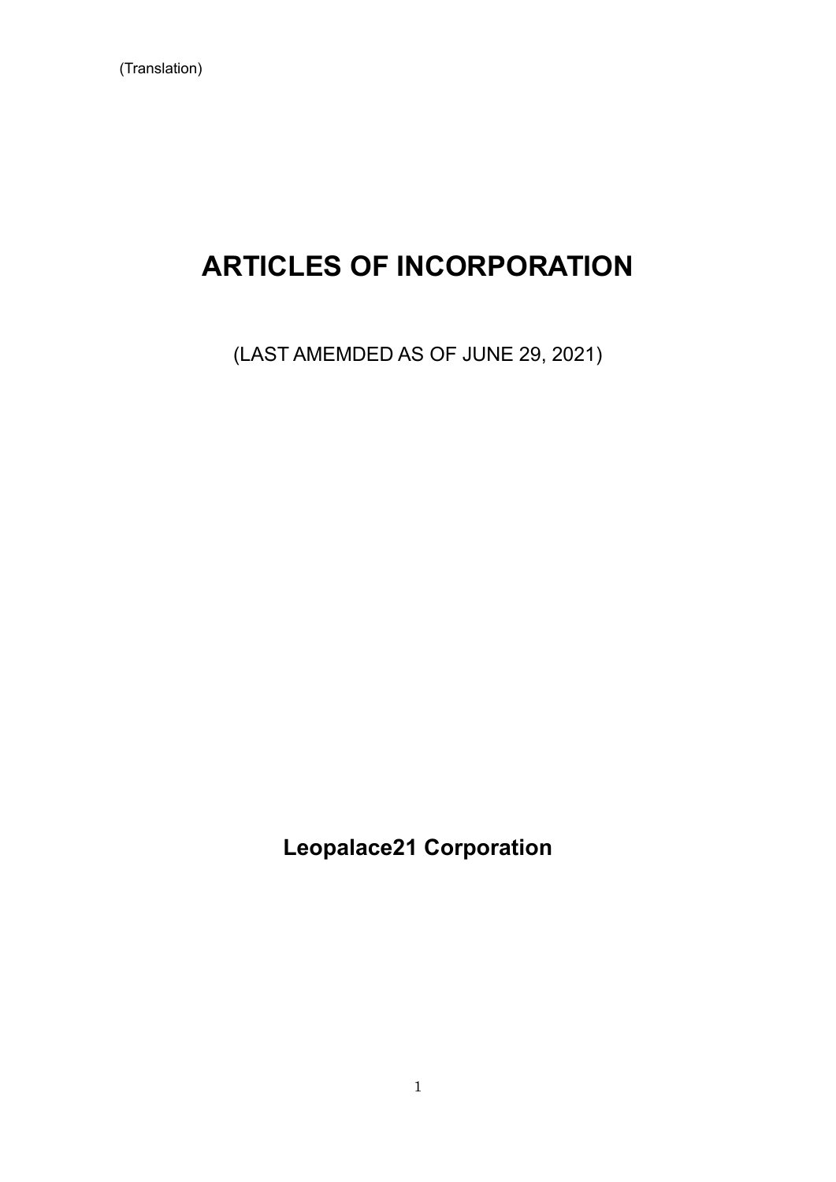(Translation)

# ARTICLES OF INCORPORATION

(LAST AMEMDED AS OF JUNE 29, 2021)

**Leopalace21 Corporation**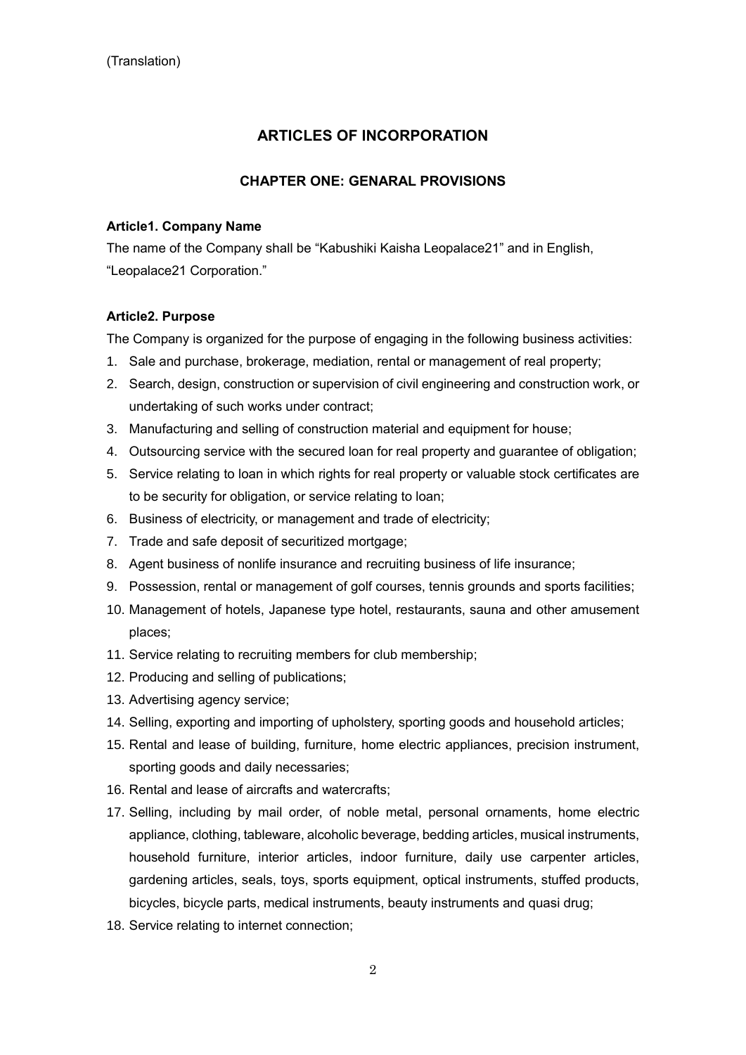(Translation)

# ARTICLES OF INCORPORATION

## CHAPTER ONE: GENARAL PROVISIONS

### Article1. Company Name

The name of the Company shall be "Kabushiki Kaisha Leopalace21" and in English, "Leopalace21 Corporation."

### Article2. Purpose

The Company is organized for the purpose of engaging in the following business activities:

1. Sale and purchase, brokerage, mediation, rental or management of real property;
2. Search, design, construction or supervision of civil engineering and construction work, or undertaking of such works under contract;
3. Manufacturing and selling of construction material and equipment for house;
4. Outsourcing service with the secured loan for real property and guarantee of obligation;
5. Service relating to loan in which rights for real property or valuable stock certificates are to be security for obligation, or service relating to loan;
6. Business of electricity, or management and trade of electricity;
7. Trade and safe deposit of securitized mortgage;
8. Agent business of nonlife insurance and recruiting business of life insurance;
9. Possession, rental or management of golf courses, tennis grounds and sports facilities;
10. Management of hotels, Japanese type hotel, restaurants, sauna and other amusement places;
11. Service relating to recruiting members for club membership;
12. Producing and selling of publications;
13. Advertising agency service;
14. Selling, exporting and importing of upholstery, sporting goods and household articles;
15. Rental and lease of building, furniture, home electric appliances, precision instrument, sporting goods and daily necessaries;
16. Rental and lease of aircrafts and watercrafts;
17. Selling, including by mail order, of noble metal, personal ornaments, home electric appliance, clothing, tableware, alcoholic beverage, bedding articles, musical instruments, household furniture, interior articles, indoor furniture, daily use carpenter articles, gardening articles, seals, toys, sports equipment, optical instruments, stuffed products, bicycles, bicycle parts, medical instruments, beauty instruments and quasi drug;
18. Service relating to internet connection;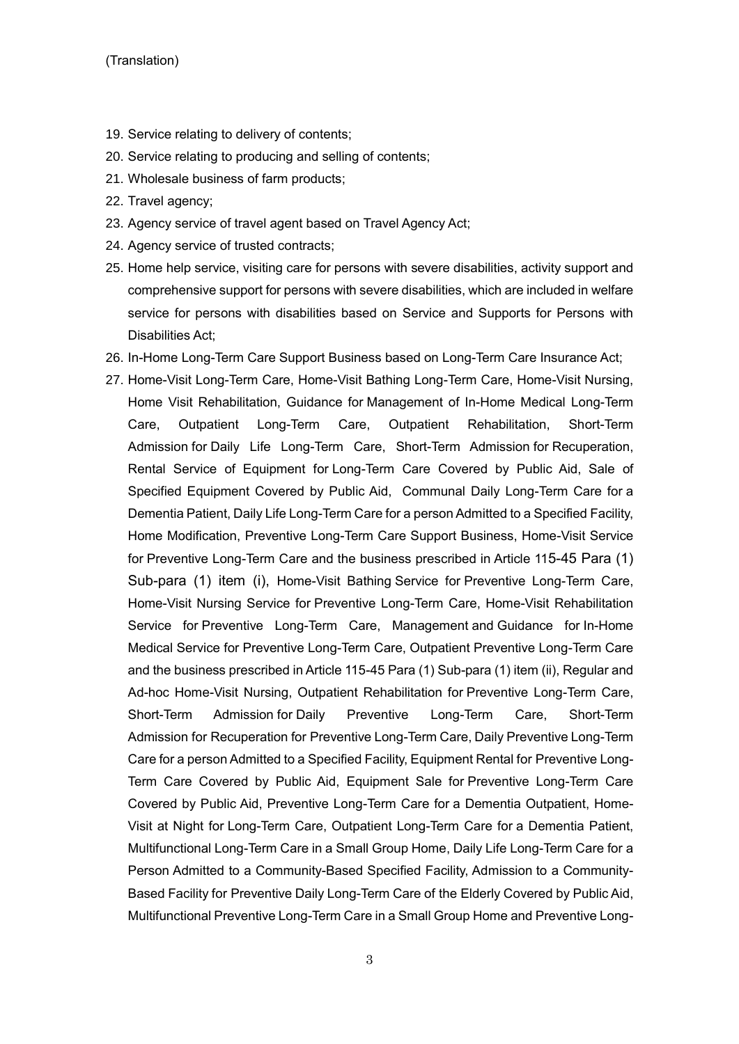(Translation)

19. Service relating to delivery of contents;
20. Service relating to producing and selling of contents;
21. Wholesale business of farm products;
22. Travel agency;
23. Agency service of travel agent based on Travel Agency Act;
24. Agency service of trusted contracts;
25. Home help service, visiting care for persons with severe disabilities, activity support and comprehensive support for persons with severe disabilities, which are included in welfare service for persons with disabilities based on Service and Supports for Persons with Disabilities Act;
26. In-Home Long-Term Care Support Business based on Long-Term Care Insurance Act;
27. Home-Visit Long-Term Care, Home-Visit Bathing Long-Term Care, Home-Visit Nursing, Home Visit Rehabilitation, Guidance for Management of In-Home Medical Long-Term Care, Outpatient Long-Term Care, Outpatient Rehabilitation, Short-Term Admission for Daily Life Long-Term Care, Short-Term Admission for Recuperation, Rental Service of Equipment for Long-Term Care Covered by Public Aid, Sale of Specified Equipment Covered by Public Aid, Communal Daily Long-Term Care for a Dementia Patient, Daily Life Long-Term Care for a person Admitted to a Specified Facility, Home Modification, Preventive Long-Term Care Support Business, Home-Visit Service for Preventive Long-Term Care and the business prescribed in Article 115-45 Para (1) Sub-para (1) item (i), Home-Visit Bathing Service for Preventive Long-Term Care, Home-Visit Nursing Service for Preventive Long-Term Care, Home-Visit Rehabilitation Service for Preventive Long-Term Care, Management and Guidance for In-Home Medical Service for Preventive Long-Term Care, Outpatient Preventive Long-Term Care and the business prescribed in Article 115-45 Para (1) Sub-para (1) item (ii), Regular and Ad-hoc Home-Visit Nursing, Outpatient Rehabilitation for Preventive Long-Term Care, Short-Term Admission for Daily Preventive Long-Term Care, Short-Term Admission for Recuperation for Preventive Long-Term Care, Daily Preventive Long-Term Care for a person Admitted to a Specified Facility, Equipment Rental for Preventive Long-Term Care Covered by Public Aid, Equipment Sale for Preventive Long-Term Care Covered by Public Aid, Preventive Long-Term Care for a Dementia Outpatient, Home-Visit at Night for Long-Term Care, Outpatient Long-Term Care for a Dementia Patient, Multifunctional Long-Term Care in a Small Group Home, Daily Life Long-Term Care for a Person Admitted to a Community-Based Specified Facility, Admission to a Community-Based Facility for Preventive Daily Long-Term Care of the Elderly Covered by Public Aid, Multifunctional Preventive Long-Term Care in a Small Group Home and Preventive Long-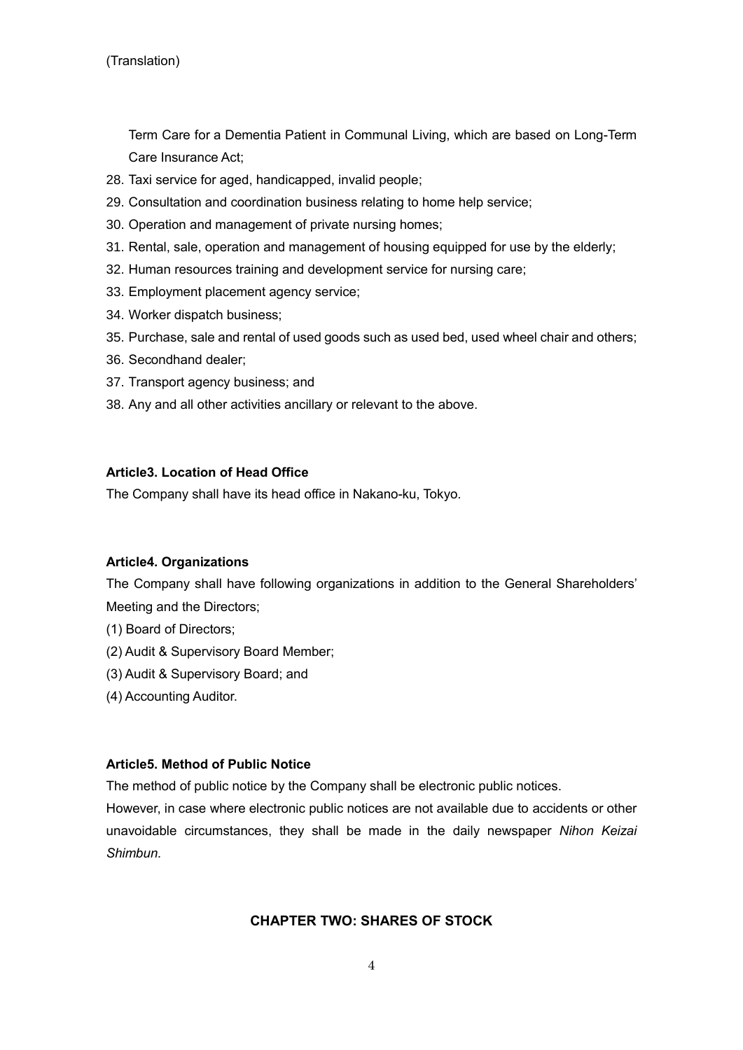(Translation)

Term Care for a Dementia Patient in Communal Living, which are based on Long-Term Care Insurance Act;

28. Taxi service for aged, handicapped, invalid people;
29. Consultation and coordination business relating to home help service;
30. Operation and management of private nursing homes;
31. Rental, sale, operation and management of housing equipped for use by the elderly;
32. Human resources training and development service for nursing care;
33. Employment placement agency service;
34. Worker dispatch business;
35. Purchase, sale and rental of used goods such as used bed, used wheel chair and others;
36. Secondhand dealer;
37. Transport agency business; and
38. Any and all other activities ancillary or relevant to the above.

**Article3. Location of Head Office**

The Company shall have its head office in Nakano-ku, Tokyo.

**Article4. Organizations**

The Company shall have following organizations in addition to the General Shareholders' Meeting and the Directors;

(1) Board of Directors;

(2) Audit & Supervisory Board Member;

(3) Audit & Supervisory Board; and

(4) Accounting Auditor.

**Article5. Method of Public Notice**

The method of public notice by the Company shall be electronic public notices.

However, in case where electronic public notices are not available due to accidents or other unavoidable circumstances, they shall be made in the daily newspaper *Nihon Keizai Shimbun.*

## CHAPTER TWO: SHARES OF STOCK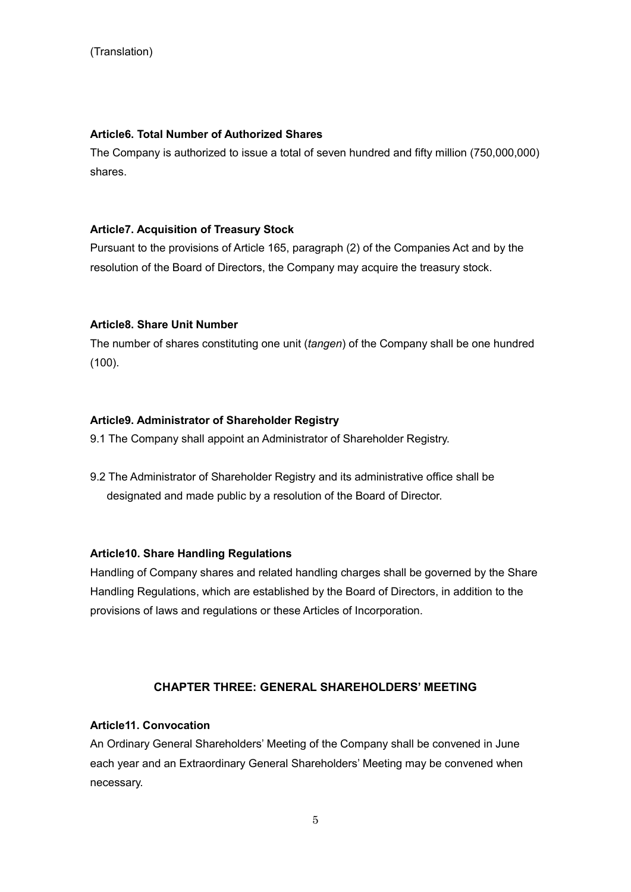(Translation)

**Article6. Total Number of Authorized Shares**

The Company is authorized to issue a total of seven hundred and fifty million (750,000,000) shares.

**Article7. Acquisition of Treasury Stock**

Pursuant to the provisions of Article 165, paragraph (2) of the Companies Act and by the resolution of the Board of Directors, the Company may acquire the treasury stock.

**Article8. Share Unit Number**

The number of shares constituting one unit (*tangen*) of the Company shall be one hundred (100).

**Article9. Administrator of Shareholder Registry**

9.1 The Company shall appoint an Administrator of Shareholder Registry.

9.2 The Administrator of Shareholder Registry and its administrative office shall be designated and made public by a resolution of the Board of Director.

**Article10. Share Handling Regulations**

Handling of Company shares and related handling charges shall be governed by the Share Handling Regulations, which are established by the Board of Directors, in addition to the provisions of laws and regulations or these Articles of Incorporation.

## CHAPTER THREE: GENERAL SHAREHOLDERS' MEETING

**Article11. Convocation**

An Ordinary General Shareholders' Meeting of the Company shall be convened in June each year and an Extraordinary General Shareholders' Meeting may be convened when necessary.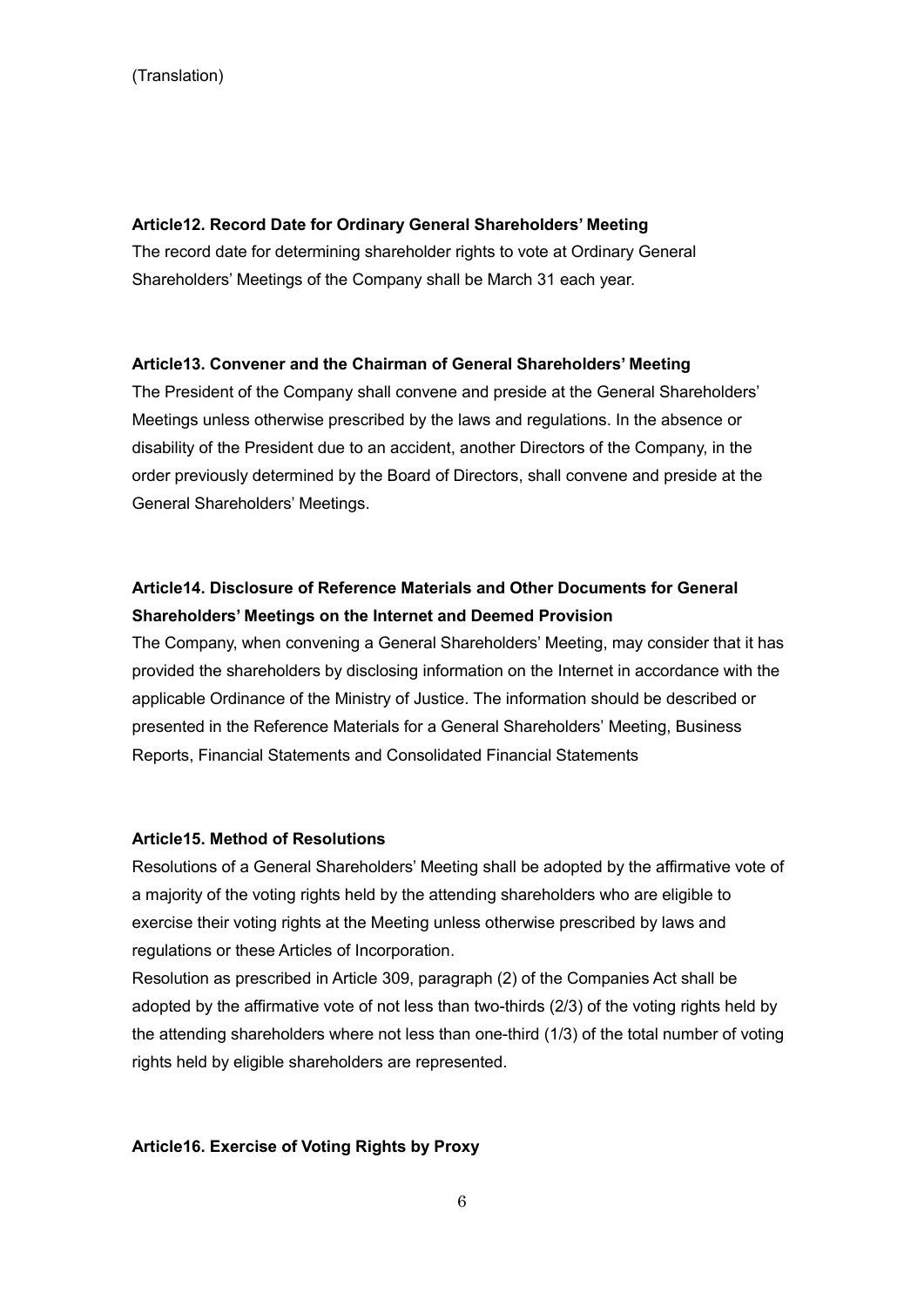(Translation)

**Article12. Record Date for Ordinary General Shareholders' Meeting**

The record date for determining shareholder rights to vote at Ordinary General Shareholders' Meetings of the Company shall be March 31 each year.

**Article13. Convener and the Chairman of General Shareholders' Meeting**

The President of the Company shall convene and preside at the General Shareholders' Meetings unless otherwise prescribed by the laws and regulations. In the absence or disability of the President due to an accident, another Directors of the Company, in the order previously determined by the Board of Directors, shall convene and preside at the General Shareholders' Meetings.

**Article14. Disclosure of Reference Materials and Other Documents for General Shareholders' Meetings on the Internet and Deemed Provision**

The Company, when convening a General Shareholders' Meeting, may consider that it has provided the shareholders by disclosing information on the Internet in accordance with the applicable Ordinance of the Ministry of Justice. The information should be described or presented in the Reference Materials for a General Shareholders' Meeting, Business Reports, Financial Statements and Consolidated Financial Statements

**Article15. Method of Resolutions**

Resolutions of a General Shareholders' Meeting shall be adopted by the affirmative vote of a majority of the voting rights held by the attending shareholders who are eligible to exercise their voting rights at the Meeting unless otherwise prescribed by laws and regulations or these Articles of Incorporation.

Resolution as prescribed in Article 309, paragraph (2) of the Companies Act shall be adopted by the affirmative vote of not less than two-thirds (2/3) of the voting rights held by the attending shareholders where not less than one-third (1/3) of the total number of voting rights held by eligible shareholders are represented.

**Article16. Exercise of Voting Rights by Proxy**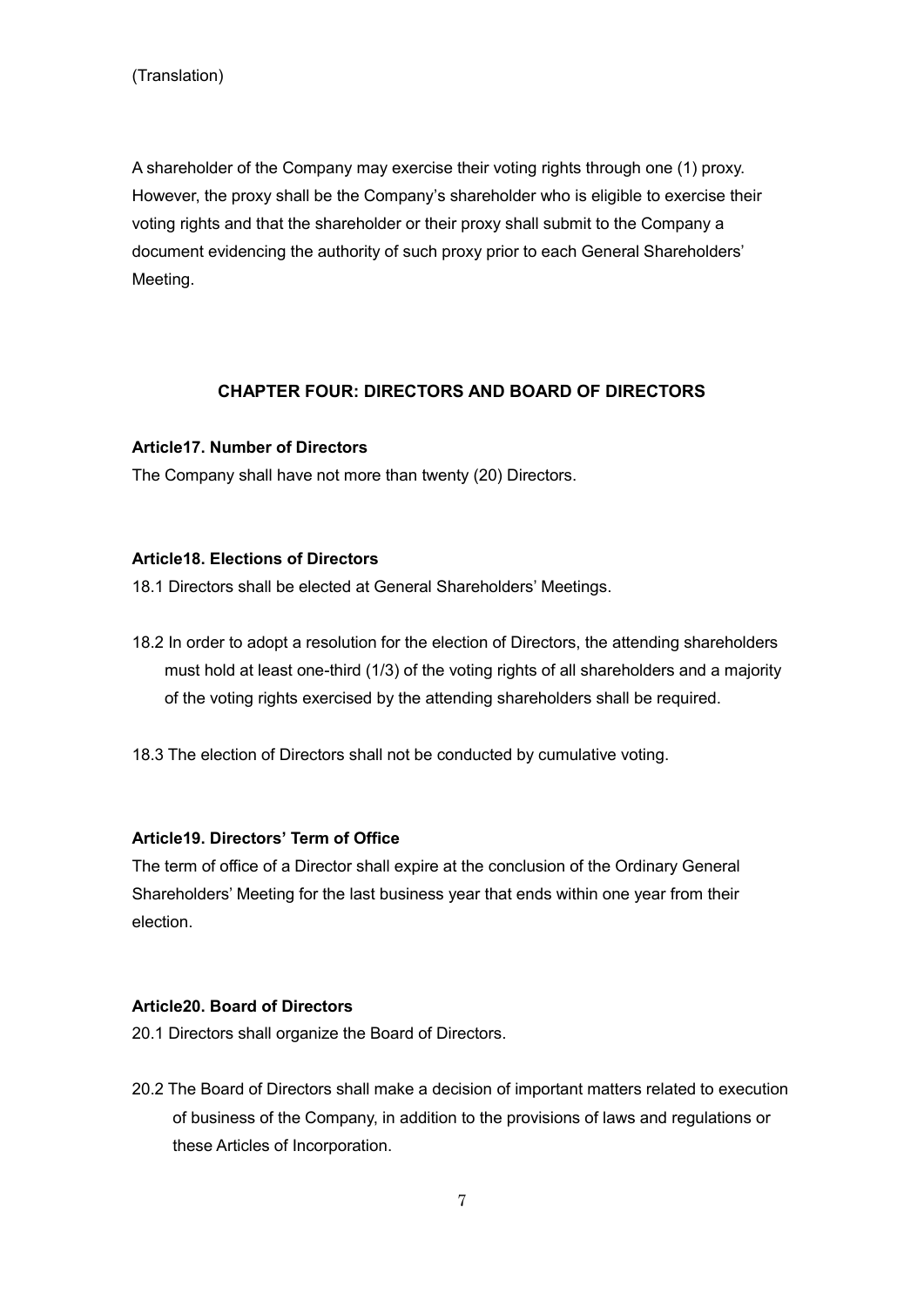(Translation)

A shareholder of the Company may exercise their voting rights through one (1) proxy. However, the proxy shall be the Company's shareholder who is eligible to exercise their voting rights and that the shareholder or their proxy shall submit to the Company a document evidencing the authority of such proxy prior to each General Shareholders' Meeting.

## CHAPTER FOUR: DIRECTORS AND BOARD OF DIRECTORS

**Article17. Number of Directors**

The Company shall have not more than twenty (20) Directors.

**Article18. Elections of Directors**

18.1 Directors shall be elected at General Shareholders' Meetings.

18.2 In order to adopt a resolution for the election of Directors, the attending shareholders must hold at least one-third (1/3) of the voting rights of all shareholders and a majority of the voting rights exercised by the attending shareholders shall be required.

18.3 The election of Directors shall not be conducted by cumulative voting.

**Article19. Directors' Term of Office**

The term of office of a Director shall expire at the conclusion of the Ordinary General Shareholders' Meeting for the last business year that ends within one year from their election.

**Article20. Board of Directors**

20.1 Directors shall organize the Board of Directors.

20.2 The Board of Directors shall make a decision of important matters related to execution of business of the Company, in addition to the provisions of laws and regulations or these Articles of Incorporation.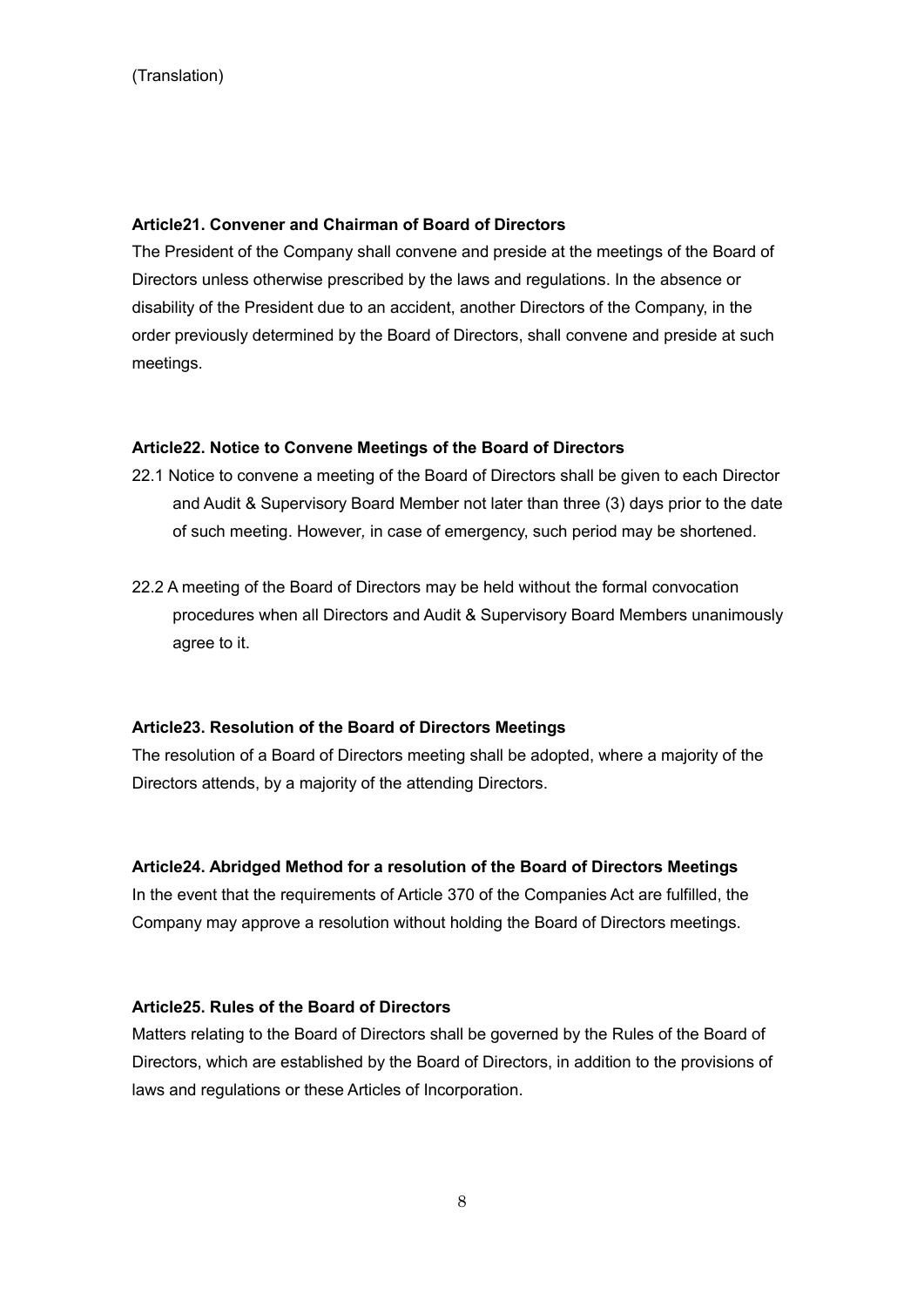(Translation)

### Article21. Convener and Chairman of Board of Directors

The President of the Company shall convene and preside at the meetings of the Board of Directors unless otherwise prescribed by the laws and regulations. In the absence or disability of the President due to an accident, another Directors of the Company, in the order previously determined by the Board of Directors, shall convene and preside at such meetings.

### Article22. Notice to Convene Meetings of the Board of Directors

22.1 Notice to convene a meeting of the Board of Directors shall be given to each Director and Audit & Supervisory Board Member not later than three (3) days prior to the date of such meeting. However, in case of emergency, such period may be shortened.

22.2 A meeting of the Board of Directors may be held without the formal convocation procedures when all Directors and Audit & Supervisory Board Members unanimously agree to it.

### Article23. Resolution of the Board of Directors Meetings

The resolution of a Board of Directors meeting shall be adopted, where a majority of the Directors attends, by a majority of the attending Directors.

### Article24. Abridged Method for a resolution of the Board of Directors Meetings

In the event that the requirements of Article 370 of the Companies Act are fulfilled, the Company may approve a resolution without holding the Board of Directors meetings.

### Article25. Rules of the Board of Directors

Matters relating to the Board of Directors shall be governed by the Rules of the Board of Directors, which are established by the Board of Directors, in addition to the provisions of laws and regulations or these Articles of Incorporation.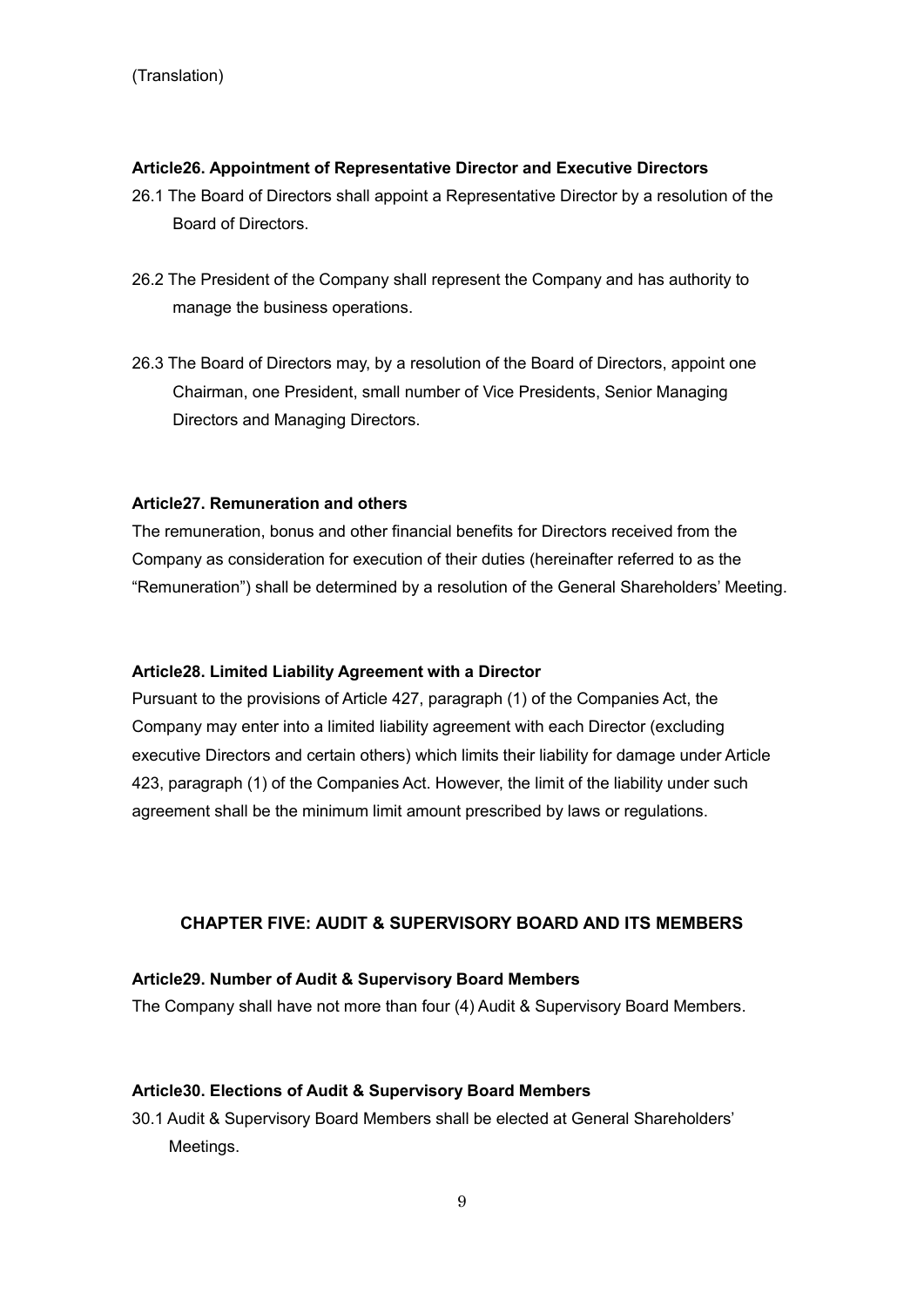(Translation)

### Article26. Appointment of Representative Director and Executive Directors

26.1 The Board of Directors shall appoint a Representative Director by a resolution of the Board of Directors.

26.2 The President of the Company shall represent the Company and has authority to manage the business operations.

26.3 The Board of Directors may, by a resolution of the Board of Directors, appoint one Chairman, one President, small number of Vice Presidents, Senior Managing Directors and Managing Directors.

### Article27. Remuneration and others

The remuneration, bonus and other financial benefits for Directors received from the Company as consideration for execution of their duties (hereinafter referred to as the "Remuneration") shall be determined by a resolution of the General Shareholders' Meeting.

### Article28. Limited Liability Agreement with a Director

Pursuant to the provisions of Article 427, paragraph (1) of the Companies Act, the Company may enter into a limited liability agreement with each Director (excluding executive Directors and certain others) which limits their liability for damage under Article 423, paragraph (1) of the Companies Act. However, the limit of the liability under such agreement shall be the minimum limit amount prescribed by laws or regulations.

## CHAPTER FIVE: AUDIT & SUPERVISORY BOARD AND ITS MEMBERS

### Article29. Number of Audit & Supervisory Board Members

The Company shall have not more than four (4) Audit & Supervisory Board Members.

### Article30. Elections of Audit & Supervisory Board Members

30.1 Audit & Supervisory Board Members shall be elected at General Shareholders' Meetings.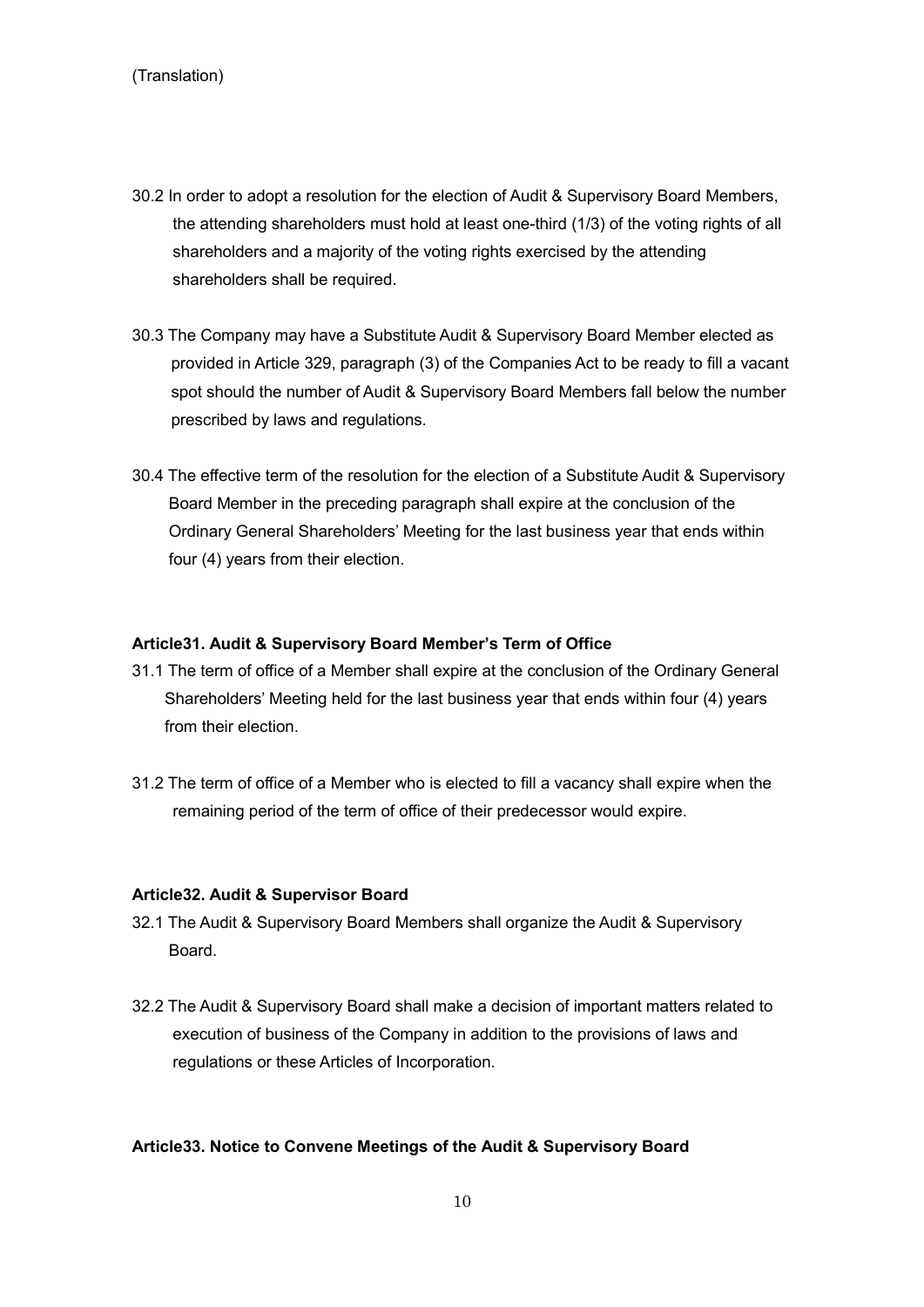(Translation)

30.2 In order to adopt a resolution for the election of Audit & Supervisory Board Members, the attending shareholders must hold at least one-third (1/3) of the voting rights of all shareholders and a majority of the voting rights exercised by the attending shareholders shall be required.

30.3 The Company may have a Substitute Audit & Supervisory Board Member elected as provided in Article 329, paragraph (3) of the Companies Act to be ready to fill a vacant spot should the number of Audit & Supervisory Board Members fall below the number prescribed by laws and regulations.

30.4 The effective term of the resolution for the election of a Substitute Audit & Supervisory Board Member in the preceding paragraph shall expire at the conclusion of the Ordinary General Shareholders' Meeting for the last business year that ends within four (4) years from their election.

**Article31. Audit & Supervisory Board Member's Term of Office**

31.1 The term of office of a Member shall expire at the conclusion of the Ordinary General Shareholders' Meeting held for the last business year that ends within four (4) years from their election.

31.2 The term of office of a Member who is elected to fill a vacancy shall expire when the remaining period of the term of office of their predecessor would expire.

**Article32. Audit & Supervisor Board**

32.1 The Audit & Supervisory Board Members shall organize the Audit & Supervisory Board.

32.2 The Audit & Supervisory Board shall make a decision of important matters related to execution of business of the Company in addition to the provisions of laws and regulations or these Articles of Incorporation.

**Article33. Notice to Convene Meetings of the Audit & Supervisory Board**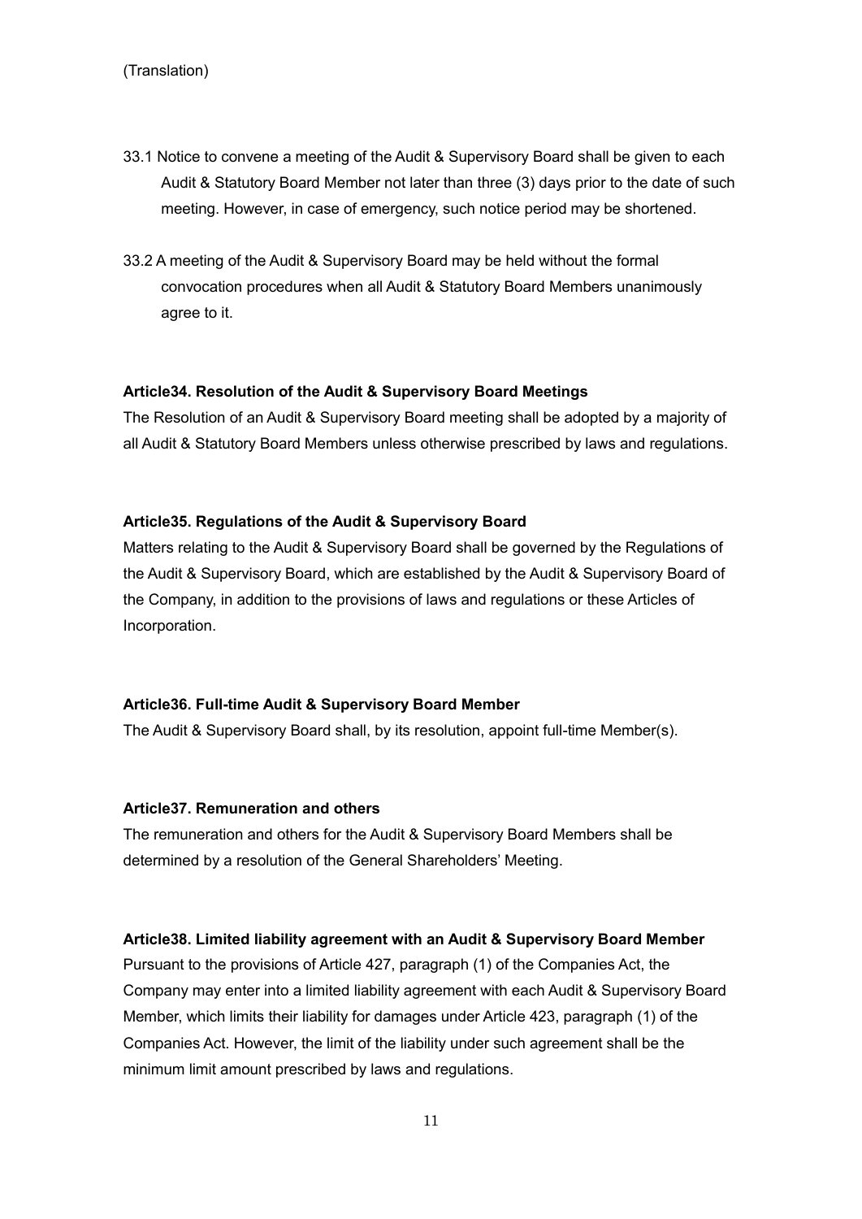(Translation)

33.1 Notice to convene a meeting of the Audit & Supervisory Board shall be given to each Audit & Statutory Board Member not later than three (3) days prior to the date of such meeting. However, in case of emergency, such notice period may be shortened.

33.2 A meeting of the Audit & Supervisory Board may be held without the formal convocation procedures when all Audit & Statutory Board Members unanimously agree to it.

**Article34. Resolution of the Audit & Supervisory Board Meetings**

The Resolution of an Audit & Supervisory Board meeting shall be adopted by a majority of all Audit & Statutory Board Members unless otherwise prescribed by laws and regulations.

**Article35. Regulations of the Audit & Supervisory Board**

Matters relating to the Audit & Supervisory Board shall be governed by the Regulations of the Audit & Supervisory Board, which are established by the Audit & Supervisory Board of the Company, in addition to the provisions of laws and regulations or these Articles of Incorporation.

**Article36. Full-time Audit & Supervisory Board Member**

The Audit & Supervisory Board shall, by its resolution, appoint full-time Member(s).

**Article37. Remuneration and others**

The remuneration and others for the Audit & Supervisory Board Members shall be determined by a resolution of the General Shareholders' Meeting.

**Article38. Limited liability agreement with an Audit & Supervisory Board Member**

Pursuant to the provisions of Article 427, paragraph (1) of the Companies Act, the Company may enter into a limited liability agreement with each Audit & Supervisory Board Member, which limits their liability for damages under Article 423, paragraph (1) of the Companies Act. However, the limit of the liability under such agreement shall be the minimum limit amount prescribed by laws and regulations.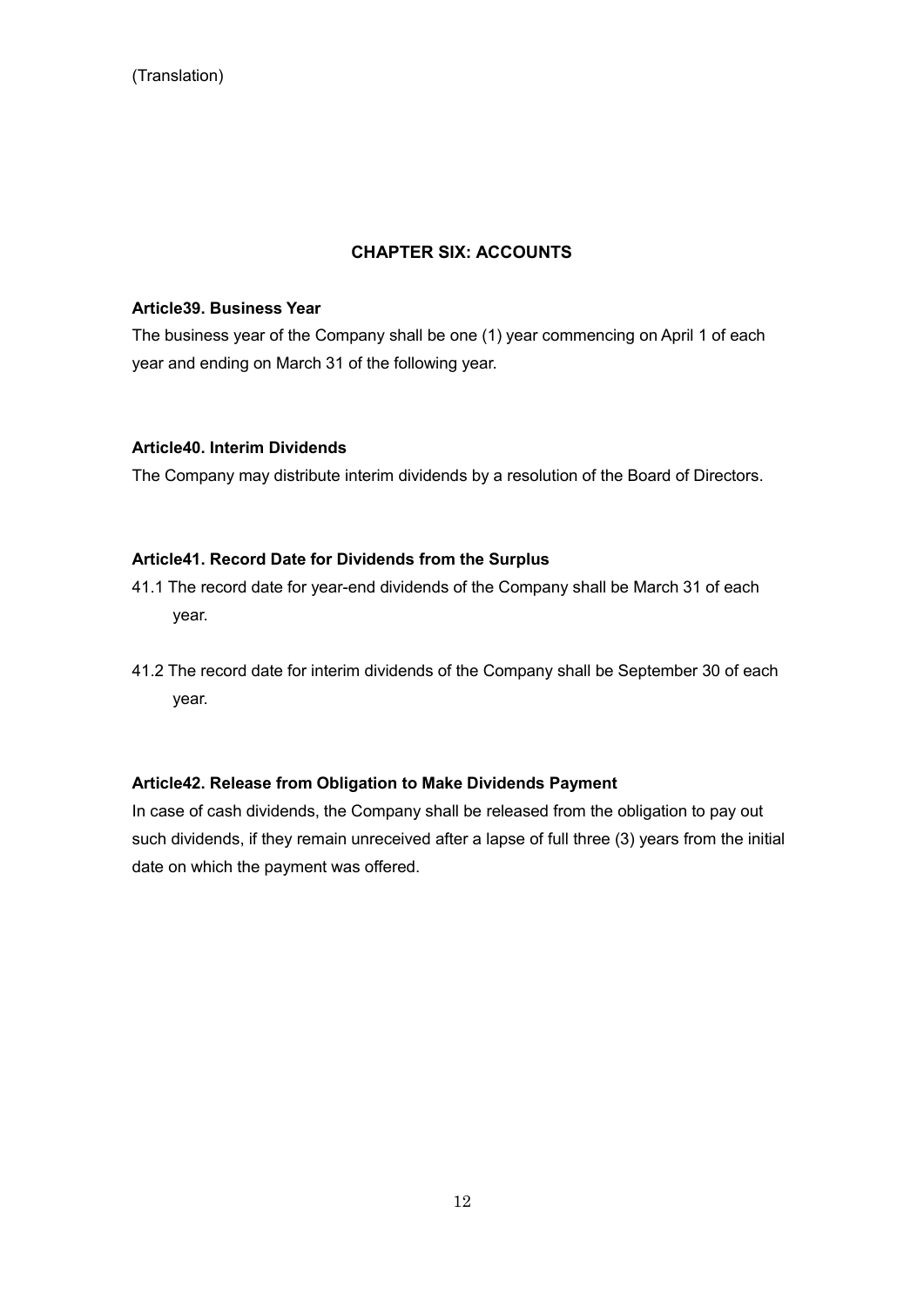(Translation)

## CHAPTER SIX: ACCOUNTS

### Article39. Business Year

The business year of the Company shall be one (1) year commencing on April 1 of each year and ending on March 31 of the following year.

### Article40. Interim Dividends

The Company may distribute interim dividends by a resolution of the Board of Directors.

### Article41. Record Date for Dividends from the Surplus

41.1 The record date for year-end dividends of the Company shall be March 31 of each year.

41.2 The record date for interim dividends of the Company shall be September 30 of each year.

### Article42. Release from Obligation to Make Dividends Payment

In case of cash dividends, the Company shall be released from the obligation to pay out such dividends, if they remain unreceived after a lapse of full three (3) years from the initial date on which the payment was offered.